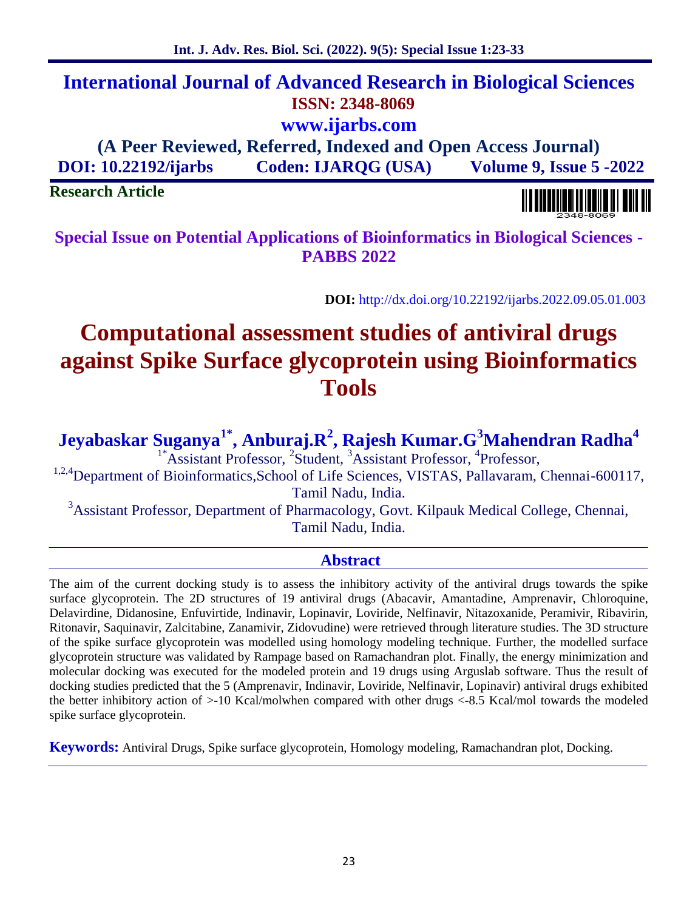# International Journal of Advanced Research in Biological Sciences

**ISSN: 2348-8069**

**www.ijarbs.com**

**(A Peer Reviewed, Referred, Indexed and Open Access Journal)**

**DOI: 10.22192/ijarbs    Coden: IJARQG (USA)    Volume 9, Issue 5 -2022**

**Research Article**

**Special Issue on Potential Applications of Bioinformatics in Biological Sciences - PABBS 2022**

**DOI:** http://dx.doi.org/10.22192/ijarbs.2022.09.05.01.003

# Computational assessment studies of antiviral drugs against Spike Surface glycoprotein using Bioinformatics Tools

**Jeyabaskar Suganya[1*], Anburaj.R[2], Rajesh Kumar.G[3]Mahendran Radha[4]**

[1*]Assistant Professor, [2]Student, [3]Assistant Professor, [4]Professor,

[1,2,4]Department of Bioinformatics,School of Life Sciences, VISTAS, Pallavaram, Chennai-600117, Tamil Nadu, India.

[3]Assistant Professor, Department of Pharmacology, Govt. Kilpauk Medical College, Chennai, Tamil Nadu, India.

## Abstract

The aim of the current docking study is to assess the inhibitory activity of the antiviral drugs towards the spike surface glycoprotein. The 2D structures of 19 antiviral drugs (Abacavir, Amantadine, Amprenavir, Chloroquine, Delavirdine, Didanosine, Enfuvirtide, Indinavir, Lopinavir, Loviride, Nelfinavir, Nitazoxanide, Peramivir, Ribavirin, Ritonavir, Saquinavir, Zalcitabine, Zanamivir, Zidovudine) were retrieved through literature studies. The 3D structure of the spike surface glycoprotein was modelled using homology modeling technique. Further, the modelled surface glycoprotein structure was validated by Rampage based on Ramachandran plot. Finally, the energy minimization and molecular docking was executed for the modeled protein and 19 drugs using Arguslab software. Thus the result of docking studies predicted that the 5 (Amprenavir, Indinavir, Loviride, Nelfinavir, Lopinavir) antiviral drugs exhibited the better inhibitory action of >-10 Kcal/molwhen compared with other drugs <-8.5 Kcal/mol towards the modeled spike surface glycoprotein.

**Keywords:** Antiviral Drugs, Spike surface glycoprotein, Homology modeling, Ramachandran plot, Docking.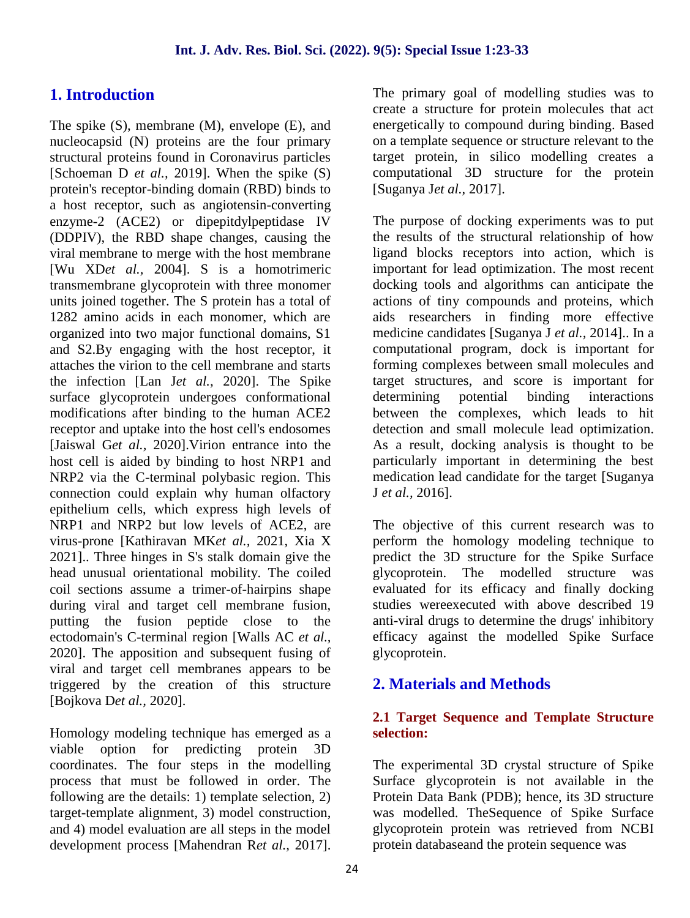## 1. Introduction

The spike (S), membrane (M), envelope (E), and nucleocapsid (N) proteins are the four primary structural proteins found in Coronavirus particles [Schoeman D *et al.,* 2019]. When the spike (S) protein's receptor-binding domain (RBD) binds to a host receptor, such as angiotensin-converting enzyme-2 (ACE2) or dipepitdylpeptidase IV (DDPIV), the RBD shape changes, causing the viral membrane to merge with the host membrane [Wu XD*et al.,* 2004]. S is a homotrimeric transmembrane glycoprotein with three monomer units joined together. The S protein has a total of 1282 amino acids in each monomer, which are organized into two major functional domains, S1 and S2.By engaging with the host receptor, it attaches the virion to the cell membrane and starts the infection [Lan J*et al.,* 2020]. The Spike surface glycoprotein undergoes conformational modifications after binding to the human ACE2 receptor and uptake into the host cell's endosomes [Jaiswal G*et al.,* 2020].Virion entrance into the host cell is aided by binding to host NRP1 and NRP2 via the C-terminal polybasic region. This connection could explain why human olfactory epithelium cells, which express high levels of NRP1 and NRP2 but low levels of ACE2, are virus-prone [Kathiravan MK*et al.,* 2021, Xia X 2021].. Three hinges in S's stalk domain give the head unusual orientational mobility. The coiled coil sections assume a trimer-of-hairpins shape during viral and target cell membrane fusion, putting the fusion peptide close to the ectodomain's C-terminal region [Walls AC *et al.,* 2020]. The apposition and subsequent fusing of viral and target cell membranes appears to be triggered by the creation of this structure [Bojkova D*et al.,* 2020].

Homology modeling technique has emerged as a viable option for predicting protein 3D coordinates. The four steps in the modelling process that must be followed in order. The following are the details: 1) template selection, 2) target-template alignment, 3) model construction, and 4) model evaluation are all steps in the model development process [Mahendran R*et al.,* 2017]. The primary goal of modelling studies was to create a structure for protein molecules that act energetically to compound during binding. Based on a template sequence or structure relevant to the target protein, in silico modelling creates a computational 3D structure for the protein [Suganya J*et al.,* 2017].

The purpose of docking experiments was to put the results of the structural relationship of how ligand blocks receptors into action, which is important for lead optimization. The most recent docking tools and algorithms can anticipate the actions of tiny compounds and proteins, which aids researchers in finding more effective medicine candidates [Suganya J *et al.,* 2014].. In a computational program, dock is important for forming complexes between small molecules and target structures, and score is important for determining potential binding interactions between the complexes, which leads to hit detection and small molecule lead optimization. As a result, docking analysis is thought to be particularly important in determining the best medication lead candidate for the target [Suganya J *et al.,* 2016].

The objective of this current research was to perform the homology modeling technique to predict the 3D structure for the Spike Surface glycoprotein. The modelled structure was evaluated for its efficacy and finally docking studies wereexecuted with above described 19 anti-viral drugs to determine the drugs' inhibitory efficacy against the modelled Spike Surface glycoprotein.

## 2. Materials and Methods

### 2.1 Target Sequence and Template Structure selection:

The experimental 3D crystal structure of Spike Surface glycoprotein is not available in the Protein Data Bank (PDB); hence, its 3D structure was modelled. TheSequence of Spike Surface glycoprotein protein was retrieved from NCBI protein databaseand the protein sequence was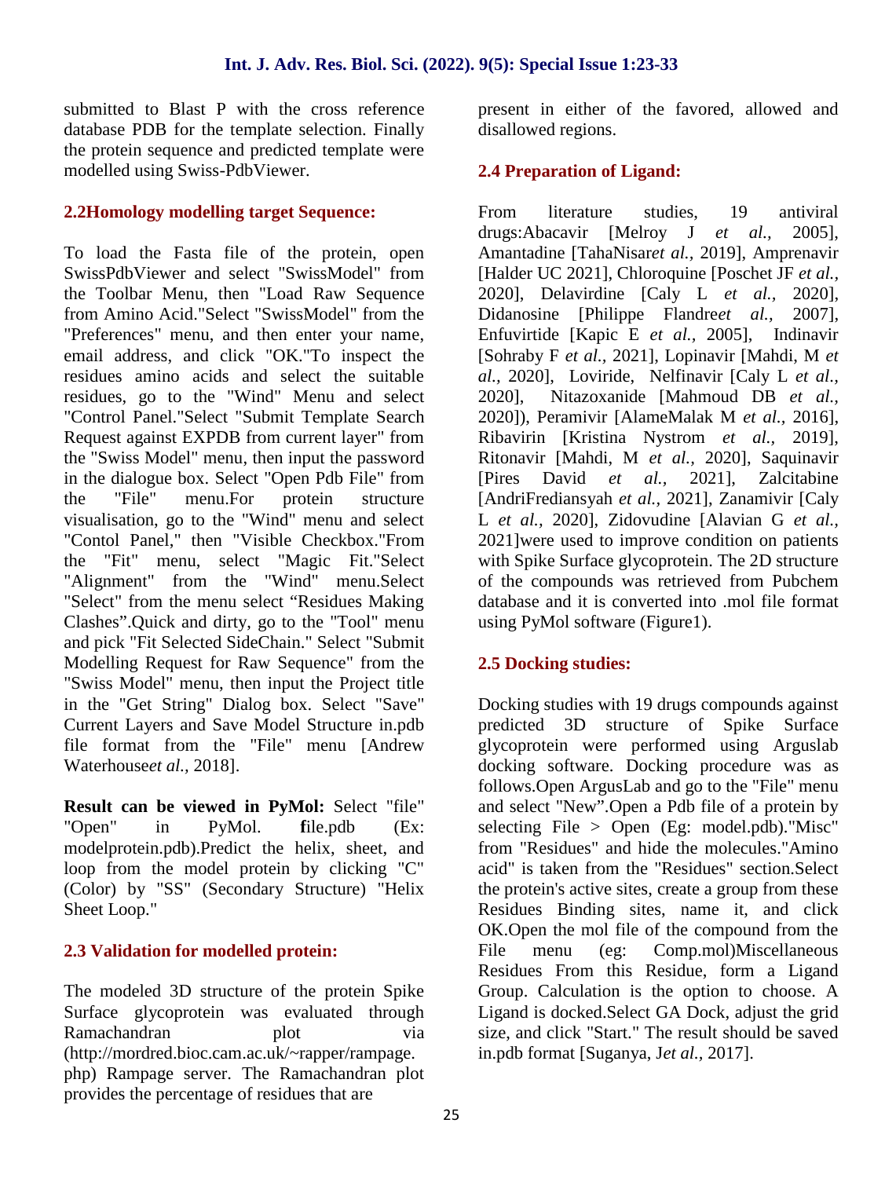submitted to Blast P with the cross reference database PDB for the template selection. Finally the protein sequence and predicted template were modelled using Swiss-PdbViewer.

## 2.2Homology modelling target Sequence:

To load the Fasta file of the protein, open SwissPdbViewer and select "SwissModel" from the Toolbar Menu, then "Load Raw Sequence from Amino Acid."Select "SwissModel" from the "Preferences" menu, and then enter your name, email address, and click "OK."To inspect the residues amino acids and select the suitable residues, go to the "Wind" Menu and select "Control Panel."Select "Submit Template Search Request against EXPDB from current layer" from the "Swiss Model" menu, then input the password in the dialogue box. Select "Open Pdb File" from the "File" menu.For protein structure visualisation, go to the "Wind" menu and select "Contol Panel," then "Visible Checkbox."From the "Fit" menu, select "Magic Fit."Select "Alignment" from the "Wind" menu.Select "Select" from the menu select "Residues Making Clashes".Quick and dirty, go to the "Tool" menu and pick "Fit Selected SideChain." Select "Submit Modelling Request for Raw Sequence" from the "Swiss Model" menu, then input the Project title in the "Get String" Dialog box. Select "Save" Current Layers and Save Model Structure in.pdb file format from the "File" menu [Andrew Waterhouse*et al.,* 2018].

**Result can be viewed in PyMol:** Select "file" "Open" in PyMol. **f**ile.pdb (Ex: modelprotein.pdb).Predict the helix, sheet, and loop from the model protein by clicking "C" (Color) by "SS" (Secondary Structure) "Helix Sheet Loop."

## 2.3 Validation for modelled protein:

The modeled 3D structure of the protein Spike Surface glycoprotein was evaluated through Ramachandran plot via (http://mordred.bioc.cam.ac.uk/~rapper/rampage.php) Rampage server. The Ramachandran plot provides the percentage of residues that are present in either of the favored, allowed and disallowed regions.

## 2.4 Preparation of Ligand:

From literature studies, 19 antiviral drugs:Abacavir [Melroy J *et al.,* 2005], Amantadine [TahaNisar*et al.,* 2019], Amprenavir [Halder UC 2021], Chloroquine [Poschet JF *et al.,* 2020], Delavirdine [Caly L *et al.,* 2020], Didanosine [Philippe Flandre*et al.,* 2007], Enfuvirtide [Kapic E *et al.,* 2005], Indinavir [Sohraby F *et al.,* 2021], Lopinavir [Mahdi, M *et al.,* 2020], Loviride, Nelfinavir [Caly L *et al.,* 2020], Nitazoxanide [Mahmoud DB *et al.,* 2020]), Peramivir [AlameMalak M *et al.,* 2016], Ribavirin [Kristina Nystrom *et al.,* 2019], Ritonavir [Mahdi, M *et al.,* 2020], Saquinavir [Pires David *et al.,* 2021], Zalcitabine [AndriFrediansyah *et al.,* 2021], Zanamivir [Caly L *et al.,* 2020], Zidovudine [Alavian G *et al.,* 2021]were used to improve condition on patients with Spike Surface glycoprotein. The 2D structure of the compounds was retrieved from Pubchem database and it is converted into .mol file format using PyMol software (Figure1).

## 2.5 Docking studies:

Docking studies with 19 drugs compounds against predicted 3D structure of Spike Surface glycoprotein were performed using Arguslab docking software. Docking procedure was as follows.Open ArgusLab and go to the "File" menu and select "New".Open a Pdb file of a protein by selecting File > Open (Eg: model.pdb)."Misc" from "Residues" and hide the molecules."Amino acid" is taken from the "Residues" section.Select the protein's active sites, create a group from these Residues Binding sites, name it, and click OK.Open the mol file of the compound from the File menu (eg: Comp.mol)Miscellaneous Residues From this Residue, form a Ligand Group. Calculation is the option to choose. A Ligand is docked.Select GA Dock, adjust the grid size, and click "Start." The result should be saved in.pdb format [Suganya, J*et al.,* 2017].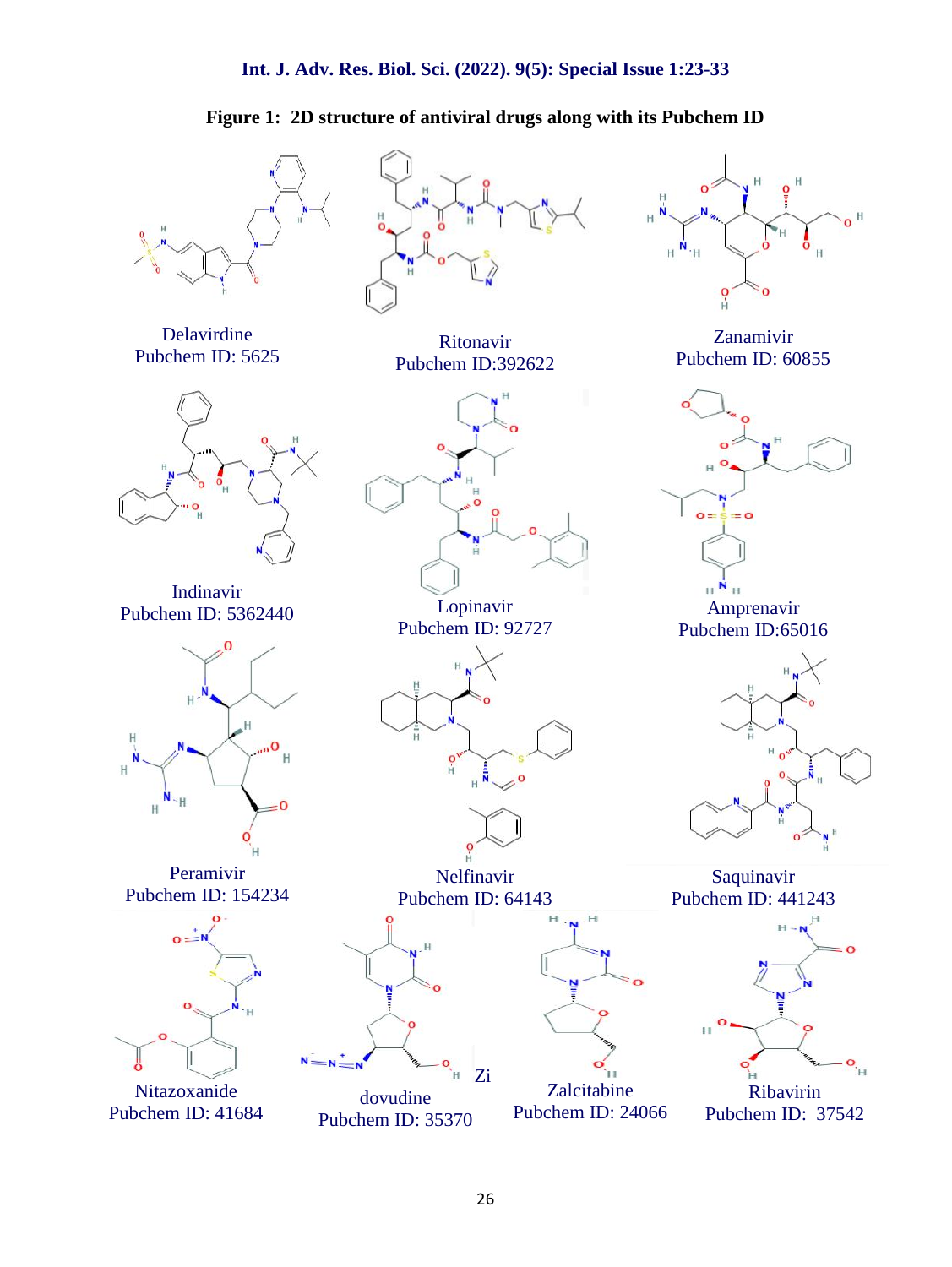**Figure 1: 2D structure of antiviral drugs along with its Pubchem ID**

Delavirdine
Pubchem ID: 5625

Ritonavir
Pubchem ID:392622

Zanamivir
Pubchem ID: 60855

Indinavir
Pubchem ID: 5362440

Lopinavir
Pubchem ID: 92727

Amprenavir
Pubchem ID:65016

Peramivir
Pubchem ID: 154234

Nelfinavir
Pubchem ID: 64143

Saquinavir
Pubchem ID: 441243

Nitazoxanide
Pubchem ID: 41684

Zidovudine
Pubchem ID: 35370

Zalcitabine
Pubchem ID: 24066

Ribavirin
Pubchem ID: 37542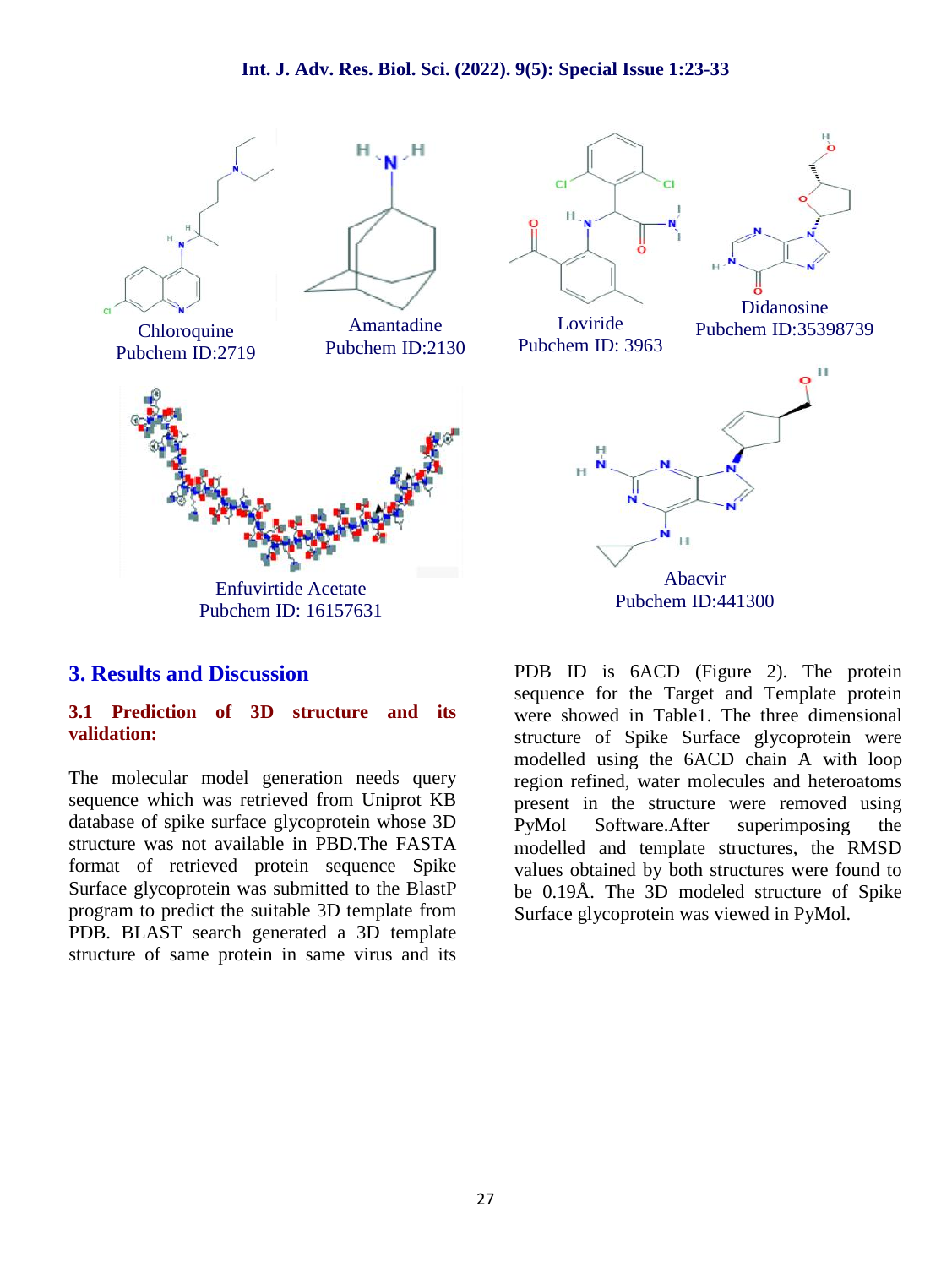Chloroquine
Pubchem ID:2719

Amantadine
Pubchem ID:2130

Loviride
Pubchem ID: 3963

Didanosine
Pubchem ID:35398739

Enfuvirtide Acetate
Pubchem ID: 16157631

Abacvir
Pubchem ID:441300

## 3. Results and Discussion

### 3.1 Prediction of 3D structure and its validation:

The molecular model generation needs query sequence which was retrieved from Uniprot KB database of spike surface glycoprotein whose 3D structure was not available in PBD.The FASTA format of retrieved protein sequence Spike Surface glycoprotein was submitted to the BlastP program to predict the suitable 3D template from PDB. BLAST search generated a 3D template structure of same protein in same virus and its PDB ID is 6ACD (Figure 2). The protein sequence for the Target and Template protein were showed in Table1. The three dimensional structure of Spike Surface glycoprotein were modelled using the 6ACD chain A with loop region refined, water molecules and heteroatoms present in the structure were removed using PyMol Software.After superimposing the modelled and template structures, the RMSD values obtained by both structures were found to be 0.19Å. The 3D modeled structure of Spike Surface glycoprotein was viewed in PyMol.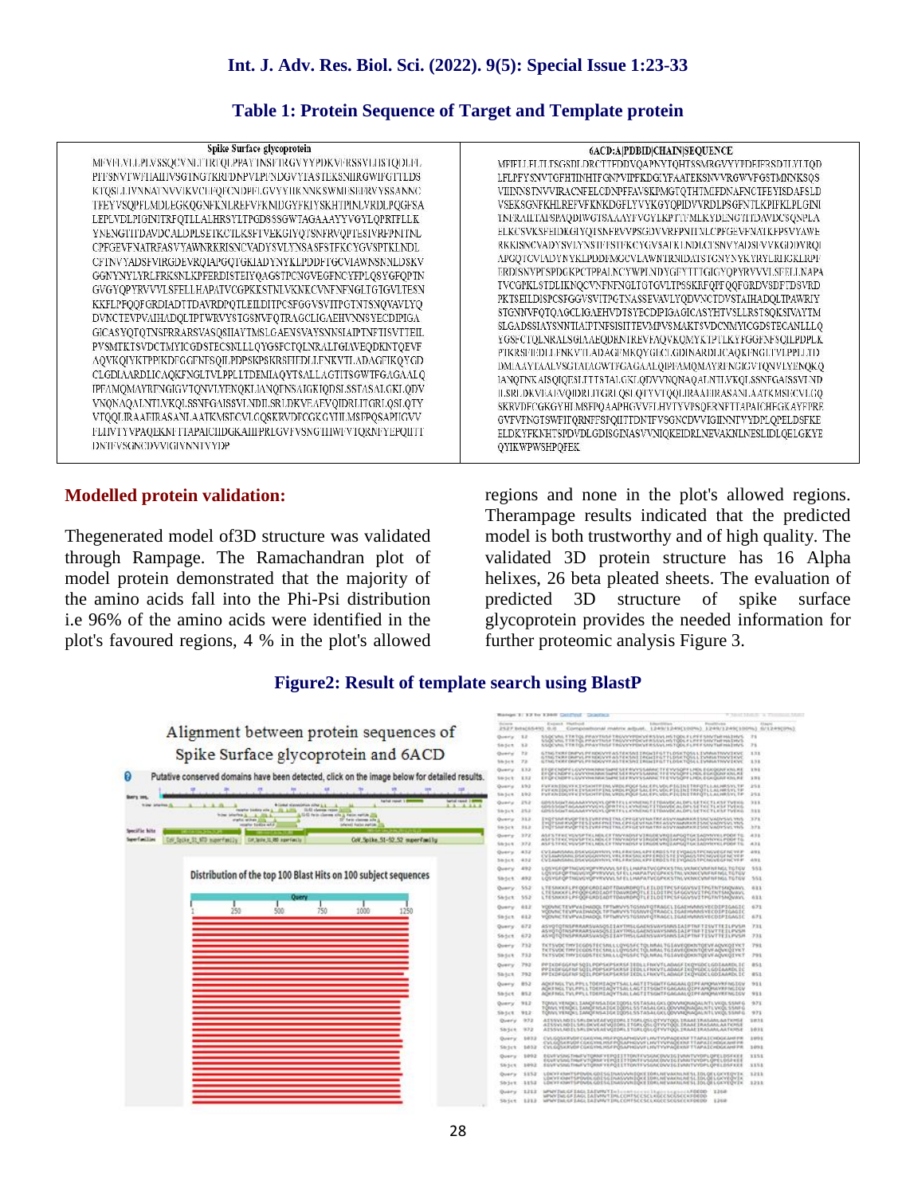**Table 1: Protein Sequence of Target and Template protein**

| Spike Surface glycoprotein | 6ACD:A\|PDBID\|CHAIN\|SEQUENCE |
|---|---|
| MFVFLVLLPLVSSQCVNLTTRTQLPPAYTNSFTRGVYYPDKVFRSSVLHSTQDLFLPFFSNVTWFHAIHVSGTNGTKRFDNPVLPFNDGVYFASTEKSNIIRGWIFGTTLDSKTQSLLIVNNATNVVIKVCEFQFCNDPFLGVYYHKNNKSWMESEFRVYSSANNCTFEYVSQPFLMDLEGKQGNFKNLREFVFKNIDGYFKIYSKHTPINLVRDLPQGFSALEPLVDLPIGINITRFQTLLALHRSYLTPGDSSSGWTAGAAAYYVGYLQPRTFLLKYNENGTITDAVDCALDPLSETKCTLKSFTVEKGIYQTSNFRVQPTESIVRFPNITNLCPFGEVFNATRFASVYAWNRKRISNCVADYSVLYNSASFSTFKCYGVSPTKLNDLCFTNVYADSFVIRGDEVRQIAPGQTGKIADYNYKLPDDFTGCVIAWNSNNLDSKVGGNYNYLYRLFRKSNLKPFERDISTEIYQAGSTPCNGVEGFNCYFPLQSYGFQPTNGVGYQPYRVVVLSFELLHAPATVCGPKKSTNLVKNKCVNFNFNGLTGTGVLTESNKKFLPFQQFGRDIADTTDAVRDPQTLEILDITPCSFGGVSVITPGTNTSNQVAVLYQDVNCTEVPVAIHADQLTPTWRVYSTGSNVFQTRAGCLIGAEHVNNSYECDIPIGAGICASYQTQTNSPRRARSVASQSIIAYTMSLGAENSVAYSNNSIAIPTNFTISVTTEILPVSMTKTSVDCTMYICGDSTECSNLLLQYGSFCTQLNRALTGIAVEQDKNTQEVFAQVKQIYKTPPIKDFGGFNFSQILPDPSKPSKRSFIEDLLFNKVTLADAGFIKQYGDCLGDIAARDLICAQKFNGLTVLPPLLTDEMIAQYTSALLAGTITSGWTFGAGAALQIPFAMQMAYRFNGIGVTQNVLYENQKLIANQFNSAIGKIQDSLSSTASALGKLQDVVNQNAQALNTLVKQLSSNFGAISSVLNDILSRLDKVEAEVQIDRLITGRLQSLQTYVTQQLIRAAEIRASANLAATKMSECVLGQSKRVDFCGKGYHLMSFPQSAPHGVVFLHVTYVPAQEKNFTTAPAICHDGKAHFPREGVFVSNGTHWFVTQRNFYEPQIITTDNTFVSGNCDVVIGIVNNTVYDP | MFIFLLFLTLTSGSDLDRCTTFDDVQAPNYTQHTSSMRGVYYPDEIFRSDTLYLTQDLFLPFYSNVTGFHTINHTFGNPVIPFKDGIYFAATEKSNVVRGWVFGSTMNNKSQSVIIINNSTNVVIRACNFELCDNPFFAVSKPMGTQTHTMIFDNAFNCTFEYISDAFSLDVSEKSGNFKHLREFVFKNKDGFLYVYKGYQPIDVVRDLPSGFNTLKPIFKLPLGINITNFRAILTAFSPAQDIWGTSAAAYFVGYLKPTTFMLKYDENGTITDAVDCSQNPLAELKCSVKSFEIDKGIYQTSNFRVVPSGDVVRFPNITNLCPFGEVFNATKFPSVYAWERKKISNCVADYSVLYNSTFFSTFKCYGVSATKLNDLCFSNVYADSFVVKGDDVRQIAPGQTGVIADYNYKLPDDFMGCVLAWNTRNIDATSTGNYNYKYRYLRHGKLRPFERDISNVPFSPDGKPCTPPALNCYWPLNDYGFYTTTGIGYQPYRVVVLSFELLNAPATVCGPKLSTDLIKNQCVNFNFNGLTGTGVLTPSSKRFQPFQQFGRDVSDFTDSVRDPKTSEILDISPCSFGGVSVITPGTNASSEVAVLYQDVNCTDVSTAIHADQLTPAWRIYSTGNNVFQTQAGCLIGAEHVDTSYECDIPIGAGICASYHTVSLLRSTSQKSIVAYTMSLGADSSIAYSNNTIAIPTNFSISITTEVMPVSMAKTSVDCNMYICGDSTECANLLLQYGSFCTQLNRALSGIAAEQDRNTREVFAQVKQMYKTPTLKYFGGFNFSQILPDPLKPTKRSFIEDLLFNKVTLADAGFMKQYGECLGDINARDLICAQKFNGLTVLPPLLTDDMIAAYTAALVSGTATAGWTFGAGAALQIPFAMQMAYRFNGIGVTQNVLYENQKQIANQFNKAISQIQESLTTTSTALGKLQDVVNQNAQALNTLVKQLSSNFGAISSVLNDILSRLDKVEAEVQIDRLITGRLQSLQTYVTQQLIRAAEIRASANLAATKMSECVLGQSKRVDFCGKGYHLMSFPQAAPHGVVFLHVTYVPSQERNFTTAPAICHEGKAYFPREGVFVFNGTSWFITQRNFFSPQIITTDNTFVSGNCDVVIGIINNTVYDPLQPELDSFKEELDKYFKNHTSPDVDLGDISGINASVVNIQKEIDRLNEVAKNLNESLIDLQELGKYEQYIKWPWSHPQFEK |

### Modelled protein validation:

Thegenerated model of3D structure was validated through Rampage. The Ramachandran plot of model protein demonstrated that the majority of the amino acids fall into the Phi-Psi distribution i.e 96% of the amino acids were identified in the plot's favoured regions, 4 % in the plot's allowed regions and none in the plot's allowed regions. Therampage results indicated that the predicted model is both trustworthy and of high quality. The validated 3D protein structure has 16 Alpha helixes, 26 beta pleated sheets. The evaluation of predicted 3D structure of spike surface glycoprotein provides the needed information for further proteomic analysis Figure 3.

**Figure2: Result of template search using BlastP**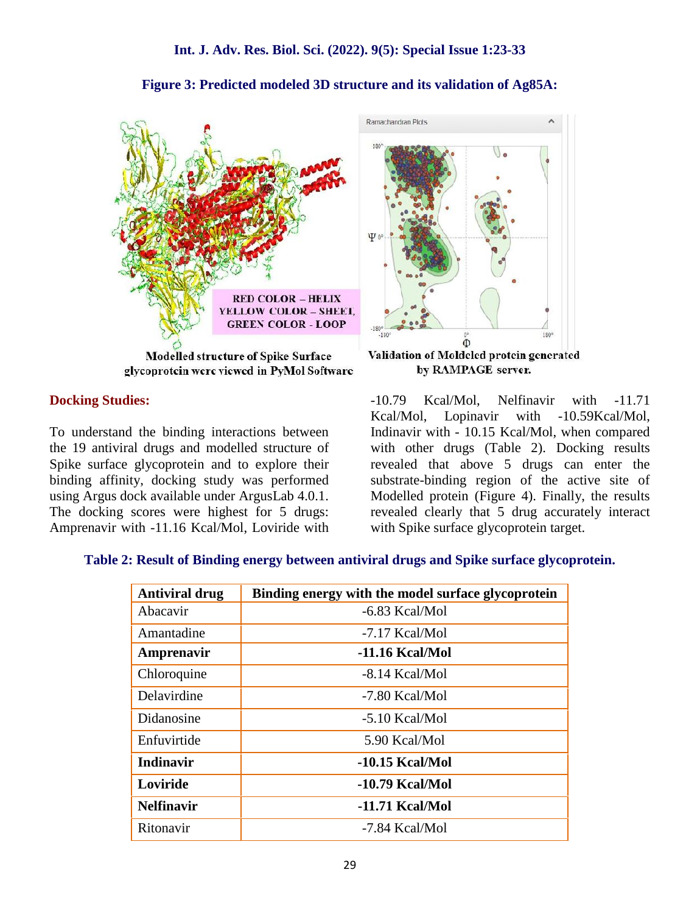**Figure 3: Predicted modeled 3D structure and its validation of Ag85A:**

RED COLOR – HELIX
YELLOW COLOR – SHEET,
GREEN COLOR - LOOP

Modelled structure of Spike Surface glycoprotein were viewed in PyMol Software

Validation of Moldeled protein generated by RAMPAGE server.

### Docking Studies:

To understand the binding interactions between the 19 antiviral drugs and modelled structure of Spike surface glycoprotein and to explore their binding affinity, docking study was performed using Argus dock available under ArgusLab 4.0.1. The docking scores were highest for 5 drugs: Amprenavir with -11.16 Kcal/Mol, Loviride with -10.79 Kcal/Mol, Nelfinavir with -11.71 Kcal/Mol, Lopinavir with -10.59Kcal/Mol, Indinavir with - 10.15 Kcal/Mol, when compared with other drugs (Table 2). Docking results revealed that above 5 drugs can enter the substrate-binding region of the active site of Modelled protein (Figure 4). Finally, the results revealed clearly that 5 drug accurately interact with Spike surface glycoprotein target.

**Table 2: Result of Binding energy between antiviral drugs and Spike surface glycoprotein.**

| Antiviral drug | Binding energy with the model surface glycoprotein |
|---|---|
| Abacavir | -6.83 Kcal/Mol |
| Amantadine | -7.17 Kcal/Mol |
| **Amprenavir** | **-11.16 Kcal/Mol** |
| Chloroquine | -8.14 Kcal/Mol |
| Delavirdine | -7.80 Kcal/Mol |
| Didanosine | -5.10 Kcal/Mol |
| Enfuvirtide | 5.90 Kcal/Mol |
| **Indinavir** | **-10.15 Kcal/Mol** |
| **Loviride** | **-10.79 Kcal/Mol** |
| **Nelfinavir** | **-11.71 Kcal/Mol** |
| Ritonavir | -7.84 Kcal/Mol |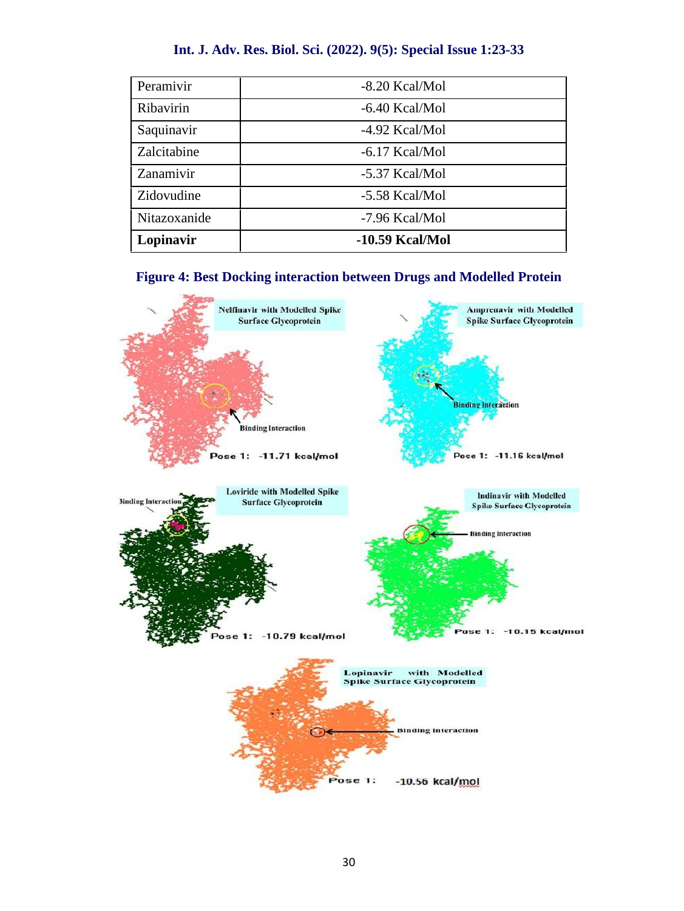| Peramivir | -8.20 Kcal/Mol |
|---|---|
| Ribavirin | -6.40 Kcal/Mol |
| Saquinavir | -4.92 Kcal/Mol |
| Zalcitabine | -6.17 Kcal/Mol |
| Zanamivir | -5.37 Kcal/Mol |
| Zidovudine | -5.58 Kcal/Mol |
| Nitazoxanide | -7.96 Kcal/Mol |
| **Lopinavir** | **-10.59 Kcal/Mol** |

**Figure 4: Best Docking interaction between Drugs and Modelled Protein**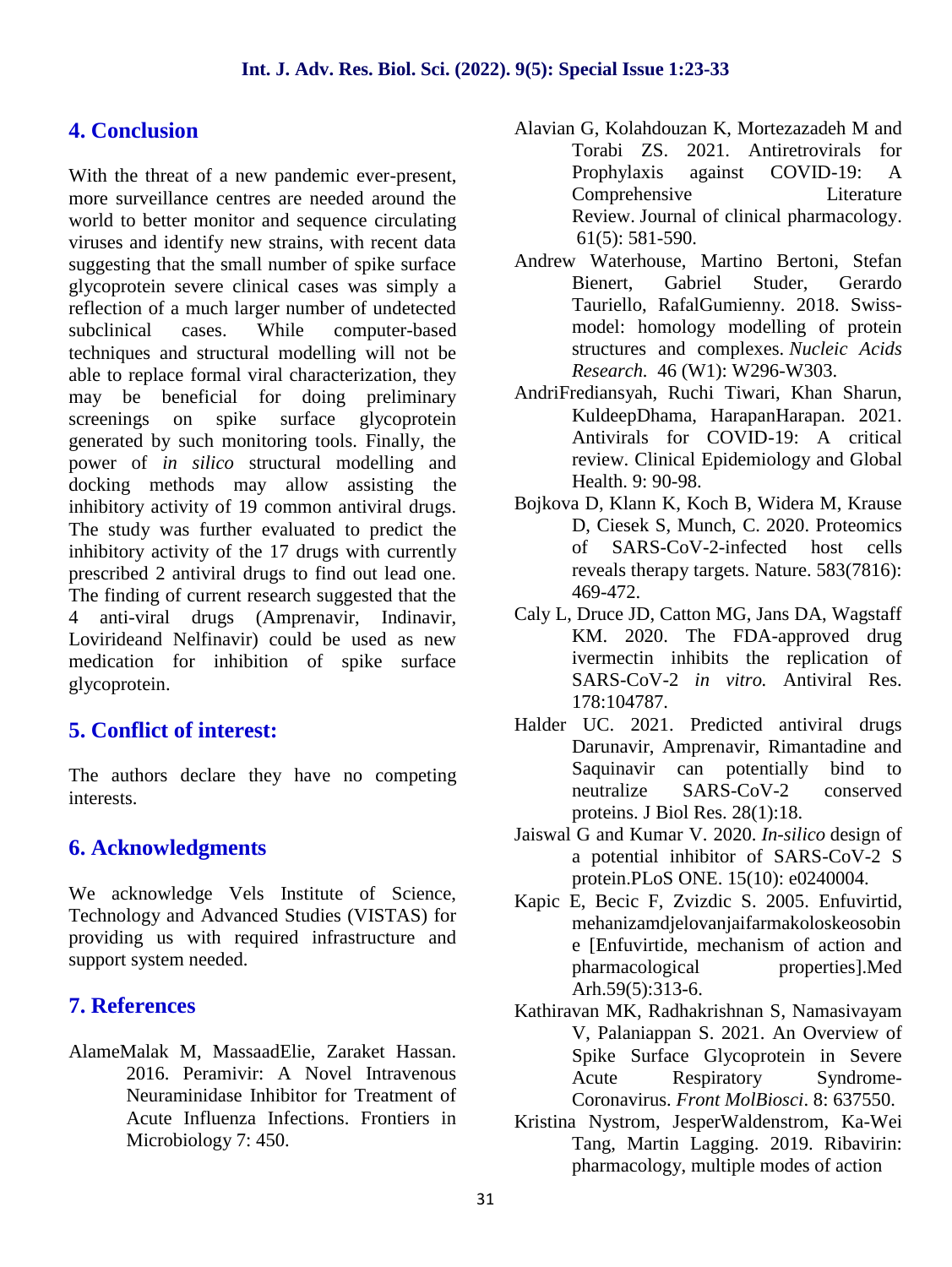## 4. Conclusion

With the threat of a new pandemic ever-present, more surveillance centres are needed around the world to better monitor and sequence circulating viruses and identify new strains, with recent data suggesting that the small number of spike surface glycoprotein severe clinical cases was simply a reflection of a much larger number of undetected subclinical cases. While computer-based techniques and structural modelling will not be able to replace formal viral characterization, they may be beneficial for doing preliminary screenings on spike surface glycoprotein generated by such monitoring tools. Finally, the power of *in silico* structural modelling and docking methods may allow assisting the inhibitory activity of 19 common antiviral drugs. The study was further evaluated to predict the inhibitory activity of the 17 drugs with currently prescribed 2 antiviral drugs to find out lead one. The finding of current research suggested that the 4 anti-viral drugs (Amprenavir, Indinavir, Lovirideand Nelfinavir) could be used as new medication for inhibition of spike surface glycoprotein.

## 5. Conflict of interest:

The authors declare they have no competing interests.

## 6. Acknowledgments

We acknowledge Vels Institute of Science, Technology and Advanced Studies (VISTAS) for providing us with required infrastructure and support system needed.

## 7. References

AlameMalak M, MassaadElie, Zaraket Hassan. 2016. Peramivir: A Novel Intravenous Neuraminidase Inhibitor for Treatment of Acute Influenza Infections. Frontiers in Microbiology 7: 450.

Alavian G, Kolahdouzan K, Mortezazadeh M and Torabi ZS. 2021. Antiretrovirals for Prophylaxis against COVID-19: A Comprehensive Literature Review. Journal of clinical pharmacology. 61(5): 581-590.

Andrew Waterhouse, Martino Bertoni, Stefan Bienert, Gabriel Studer, Gerardo Tauriello, RafalGumienny. 2018. Swiss-model: homology modelling of protein structures and complexes. *Nucleic Acids Research.* 46 (W1): W296-W303.

AndriFrediansyah, Ruchi Tiwari, Khan Sharun, KuldeepDhama, HarapanHarapan. 2021. Antivirals for COVID-19: A critical review. Clinical Epidemiology and Global Health. 9: 90-98.

Bojkova D, Klann K, Koch B, Widera M, Krause D, Ciesek S, Munch, C. 2020. Proteomics of SARS-CoV-2-infected host cells reveals therapy targets. Nature. 583(7816): 469-472.

Caly L, Druce JD, Catton MG, Jans DA, Wagstaff KM. 2020. The FDA-approved drug ivermectin inhibits the replication of SARS-CoV-2 *in vitro.* Antiviral Res. 178:104787.

Halder UC. 2021. Predicted antiviral drugs Darunavir, Amprenavir, Rimantadine and Saquinavir can potentially bind to neutralize SARS-CoV-2 conserved proteins. J Biol Res. 28(1):18.

Jaiswal G and Kumar V. 2020. *In-silico* design of a potential inhibitor of SARS-CoV-2 S protein.PLoS ONE. 15(10): e0240004.

Kapic E, Becic F, Zvizdic S. 2005. Enfuvirtid, mehanizamdjelovanjaifarmakoloskeosobine [Enfuvirtide, mechanism of action and pharmacological properties].Med Arh.59(5):313-6.

Kathiravan MK, Radhakrishnan S, Namasivayam V, Palaniappan S. 2021. An Overview of Spike Surface Glycoprotein in Severe Acute Respiratory Syndrome-Coronavirus. *Front MolBiosci*. 8: 637550.

Kristina Nystrom, JesperWaldenstrom, Ka-Wei Tang, Martin Lagging. 2019. Ribavirin: pharmacology, multiple modes of action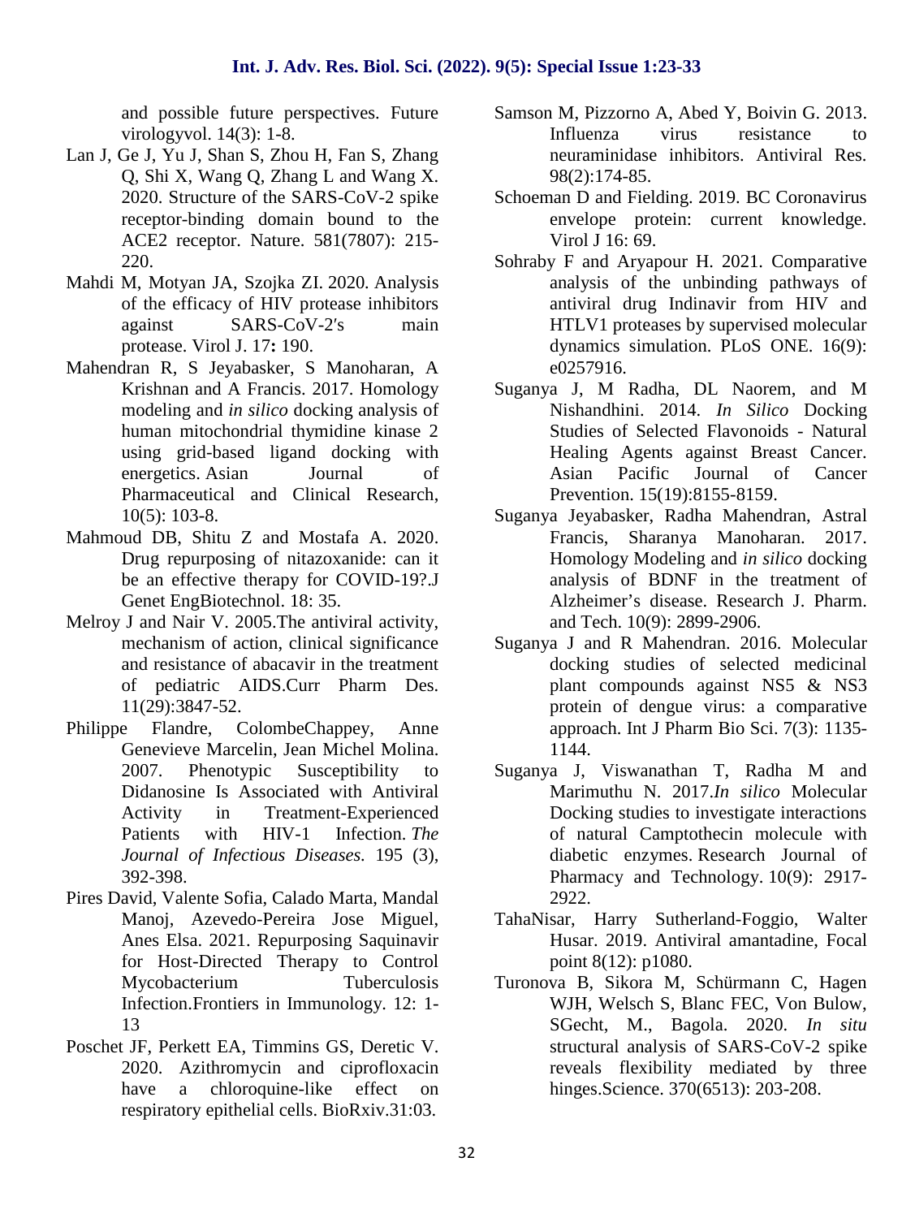and possible future perspectives. Future virologyvol. 14(3): 1-8.

Lan J, Ge J, Yu J, Shan S, Zhou H, Fan S, Zhang Q, Shi X, Wang Q, Zhang L and Wang X. 2020. Structure of the SARS-CoV-2 spike receptor-binding domain bound to the ACE2 receptor. Nature. 581(7807): 215-220.

Mahdi M, Motyan JA, Szojka ZI. 2020. Analysis of the efficacy of HIV protease inhibitors against SARS-CoV-2′s main protease. Virol J. 17**:** 190.

Mahendran R, S Jeyabasker, S Manoharan, A Krishnan and A Francis. 2017. Homology modeling and *in silico* docking analysis of human mitochondrial thymidine kinase 2 using grid-based ligand docking with energetics. Asian Journal of Pharmaceutical and Clinical Research, 10(5): 103-8.

Mahmoud DB, Shitu Z and Mostafa A. 2020. Drug repurposing of nitazoxanide: can it be an effective therapy for COVID-19?.J Genet EngBiotechnol. 18: 35.

Melroy J and Nair V. 2005.The antiviral activity, mechanism of action, clinical significance and resistance of abacavir in the treatment of pediatric AIDS.Curr Pharm Des. 11(29):3847-52.

Philippe Flandre, ColombeChappey, Anne Genevieve Marcelin, Jean Michel Molina. 2007. Phenotypic Susceptibility to Didanosine Is Associated with Antiviral Activity in Treatment-Experienced Patients with HIV-1 Infection. *The Journal of Infectious Diseases.* 195 (3), 392-398.

Pires David, Valente Sofia, Calado Marta, Mandal Manoj, Azevedo-Pereira Jose Miguel, Anes Elsa. 2021. Repurposing Saquinavir for Host-Directed Therapy to Control Mycobacterium Tuberculosis Infection.Frontiers in Immunology. 12: 1-13

Poschet JF, Perkett EA, Timmins GS, Deretic V. 2020. Azithromycin and ciprofloxacin have a chloroquine-like effect on respiratory epithelial cells. BioRxiv.31:03.

Samson M, Pizzorno A, Abed Y, Boivin G. 2013. Influenza virus resistance to neuraminidase inhibitors. Antiviral Res. 98(2):174-85.

Schoeman D and Fielding. 2019. BC Coronavirus envelope protein: current knowledge. Virol J 16: 69.

Sohraby F and Aryapour H. 2021. Comparative analysis of the unbinding pathways of antiviral drug Indinavir from HIV and HTLV1 proteases by supervised molecular dynamics simulation. PLoS ONE. 16(9): e0257916.

Suganya J, M Radha, DL Naorem, and M Nishandhini. 2014. *In Silico* Docking Studies of Selected Flavonoids - Natural Healing Agents against Breast Cancer. Asian Pacific Journal of Cancer Prevention. 15(19):8155-8159.

Suganya Jeyabasker, Radha Mahendran, Astral Francis, Sharanya Manoharan. 2017. Homology Modeling and *in silico* docking analysis of BDNF in the treatment of Alzheimer's disease. Research J. Pharm. and Tech. 10(9): 2899-2906.

Suganya J and R Mahendran. 2016. Molecular docking studies of selected medicinal plant compounds against NS5 & NS3 protein of dengue virus: a comparative approach. Int J Pharm Bio Sci. 7(3): 1135-1144.

Suganya J, Viswanathan T, Radha M and Marimuthu N. 2017.*In silico* Molecular Docking studies to investigate interactions of natural Camptothecin molecule with diabetic enzymes. Research Journal of Pharmacy and Technology. 10(9): 2917-2922.

TahaNisar, Harry Sutherland-Foggio, Walter Husar. 2019. Antiviral amantadine, Focal point 8(12): p1080.

Turonova B, Sikora M, Schürmann C, Hagen WJH, Welsch S, Blanc FEC, Von Bulow, SGecht, M., Bagola. 2020. *In situ* structural analysis of SARS-CoV-2 spike reveals flexibility mediated by three hinges.Science. 370(6513): 203-208.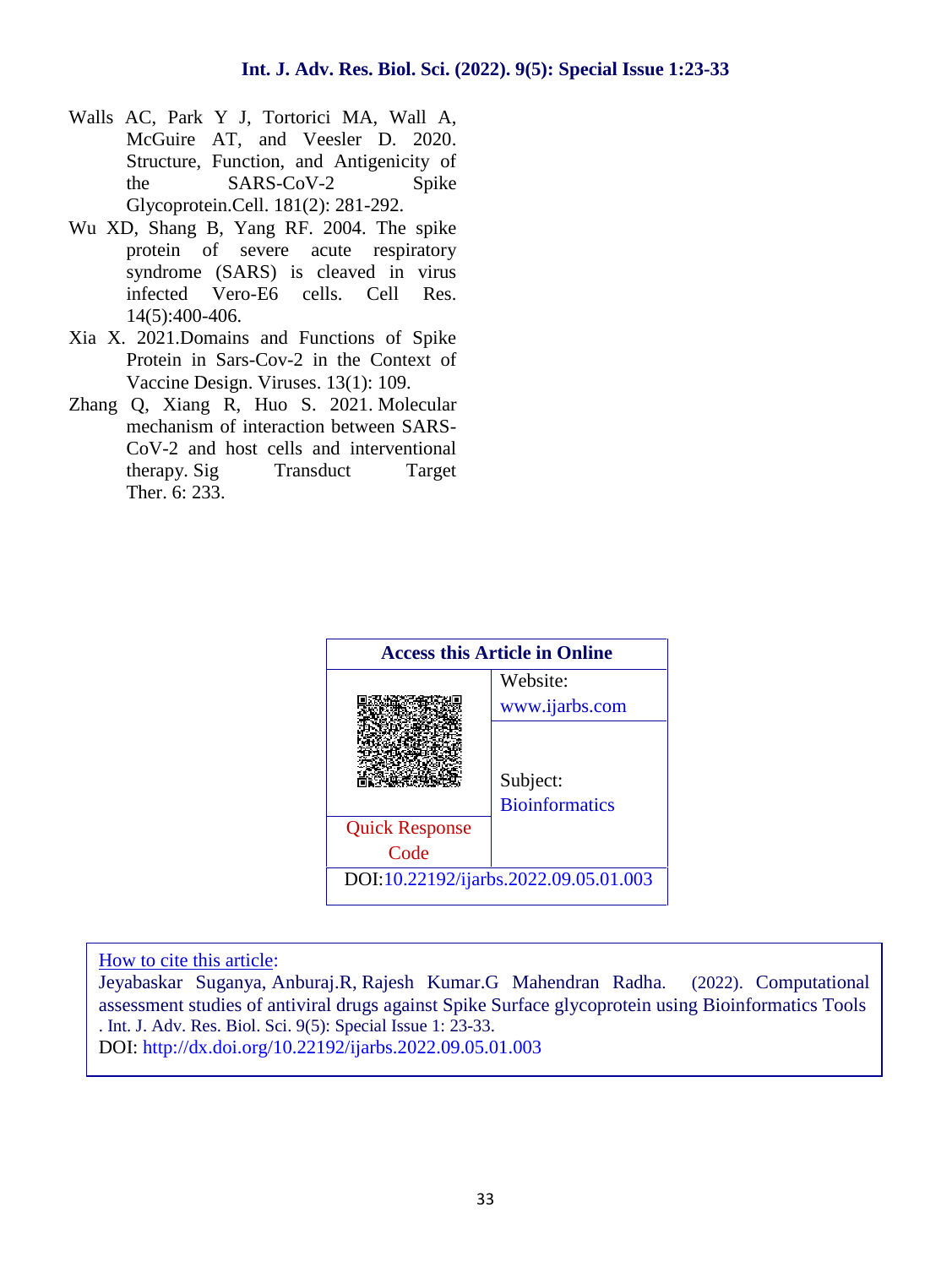Walls AC, Park Y J, Tortorici MA, Wall A, McGuire AT, and Veesler D. 2020. Structure, Function, and Antigenicity of the SARS-CoV-2 Spike Glycoprotein.Cell. 181(2): 281-292.

Wu XD, Shang B, Yang RF. 2004. The spike protein of severe acute respiratory syndrome (SARS) is cleaved in virus infected Vero-E6 cells. Cell Res. 14(5):400-406.

Xia X. 2021.Domains and Functions of Spike Protein in Sars-Cov-2 in the Context of Vaccine Design. Viruses. 13(1): 109.

Zhang Q, Xiang R, Huo S. 2021. Molecular mechanism of interaction between SARS-CoV-2 and host cells and interventional therapy. Sig Transduct Target Ther. 6: 233.

| Access this Article in Online | |
|---|---|
| | Website: www.ijarbs.com |
| Quick Response Code | Subject: Bioinformatics |
| DOI:10.22192/ijarbs.2022.09.05.01.003 | |

How to cite this article:
Jeyabaskar Suganya, Anburaj.R, Rajesh Kumar.G Mahendran Radha. (2022). Computational assessment studies of antiviral drugs against Spike Surface glycoprotein using Bioinformatics Tools . Int. J. Adv. Res. Biol. Sci. 9(5): Special Issue 1: 23-33.
DOI: http://dx.doi.org/10.22192/ijarbs.2022.09.05.01.003